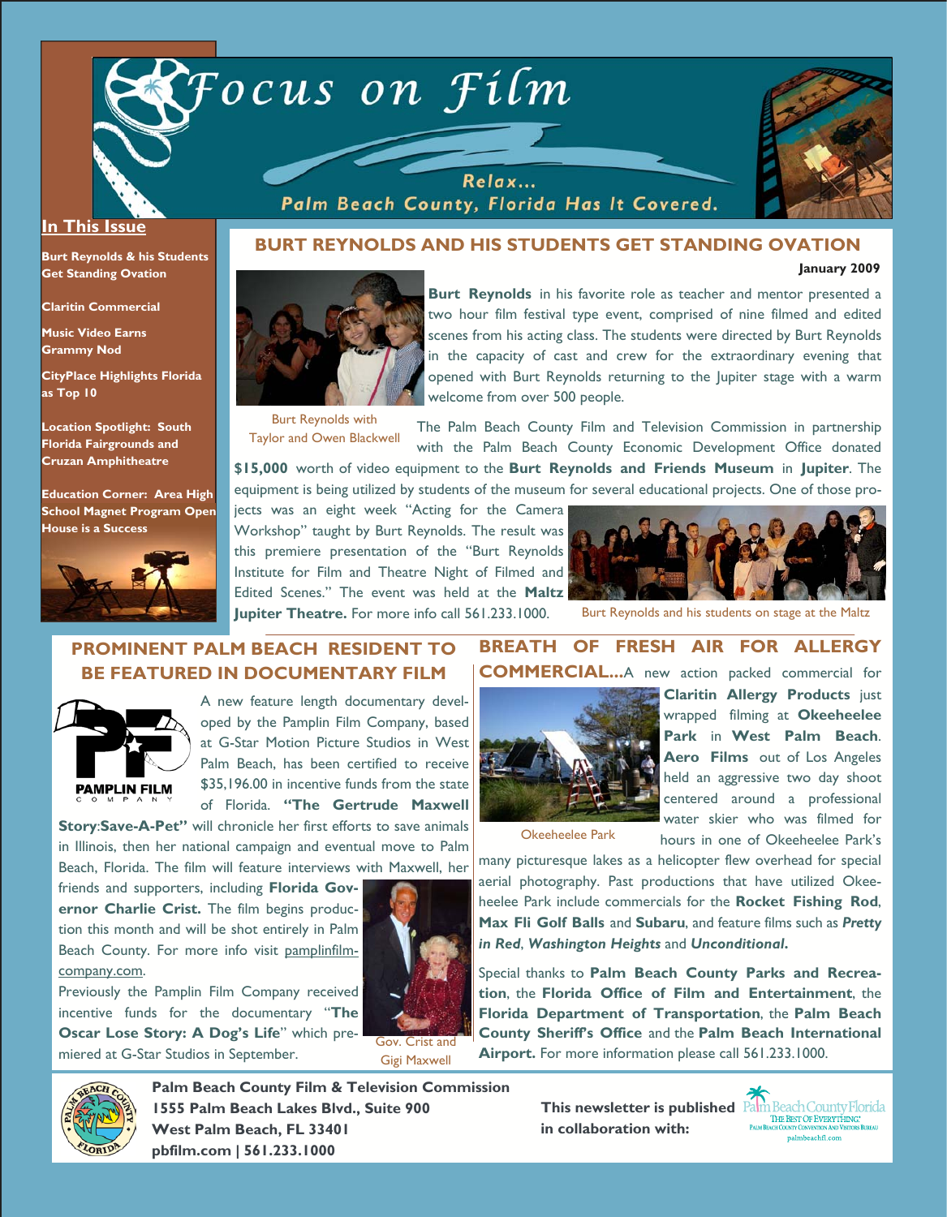# Focus on Film

Relax...
Palm Beach County, Florida Has It Covered.

## In This Issue

**Burt Reynolds & his Students Get Standing Ovation**

**Claritin Commercial**

**Music Video Earns Grammy Nod**

**CityPlace Highlights Florida as Top 10**

**Location Spotlight: South Florida Fairgrounds and Cruzan Amphitheatre**

**Education Corner: Area High School Magnet Program Open House is a Success**

## BURT REYNOLDS AND HIS STUDENTS GET STANDING OVATION

**January 2009**

**Burt Reynolds** in his favorite role as teacher and mentor presented a two hour film festival type event, comprised of nine filmed and edited scenes from his acting class. The students were directed by Burt Reynolds in the capacity of cast and crew for the extraordinary evening that opened with Burt Reynolds returning to the Jupiter stage with a warm welcome from over 500 people.

Burt Reynolds with Taylor and Owen Blackwell

The Palm Beach County Film and Television Commission in partnership with the Palm Beach County Economic Development Office donated **$15,000** worth of video equipment to the **Burt Reynolds and Friends Museum** in **Jupiter**. The equipment is being utilized by students of the museum for several educational projects. One of those projects was an eight week "Acting for the Camera Workshop" taught by Burt Reynolds. The result was this premiere presentation of the "Burt Reynolds Institute for Film and Theatre Night of Filmed and Edited Scenes." The event was held at the **Maltz Jupiter Theatre.** For more info call 561.233.1000.

Burt Reynolds and his students on stage at the Maltz

## PROMINENT PALM BEACH RESIDENT TO BE FEATURED IN DOCUMENTARY FILM

PAMPLIN FILM COMPANY

A new feature length documentary developed by the Pamplin Film Company, based at G-Star Motion Picture Studios in West Palm Beach, has been certified to receive $35,196.00 in incentive funds from the state of Florida. **"The Gertrude Maxwell Story**:**Save-A-Pet"** will chronicle her first efforts to save animals in Illinois, then her national campaign and eventual move to Palm Beach, Florida. The film will feature interviews with Maxwell, her friends and supporters, including **Florida Governor Charlie Crist.** The film begins production this month and will be shot entirely in Palm Beach County. For more info visit pamplinfilmcompany.com.

Previously the Pamplin Film Company received incentive funds for the documentary "**The Oscar Lose Story: A Dog's Life**" which premiered at G-Star Studios in September.

Gov. Crist and Gigi Maxwell

## BREATH OF FRESH AIR FOR ALLERGY COMMERCIAL...

A new action packed commercial for **Claritin Allergy Products** just wrapped filming at **Okeeheelee Park** in **West Palm Beach**. **Aero Films** out of Los Angeles held an aggressive two day shoot centered around a professional water skier who was filmed for hours in one of Okeeheelee Park's many picturesque lakes as a helicopter flew overhead for special aerial photography. Past productions that have utilized Okeeheelee Park include commercials for the **Rocket Fishing Rod**, **Max Fli Golf Balls** and **Subaru**, and feature films such as ***Pretty in Red***, ***Washington Heights*** and ***Unconditional***.

Okeeheelee Park

Special thanks to **Palm Beach County Parks and Recreation**, the **Florida Office of Film and Entertainment**, the **Florida Department of Transportation**, the **Palm Beach County Sheriff's Office** and the **Palm Beach International Airport.** For more information please call 561.233.1000.

---

**Palm Beach County Film & Television Commission**
**1555 Palm Beach Lakes Blvd., Suite 900**
**West Palm Beach, FL 33401**
**pbfilm.com | 561.233.1000**

**This newsletter is published in collaboration with:** Palm Beach County Florida — The Best of Everything — Palm Beach County Convention and Visitors Bureau — palmbeachfl.com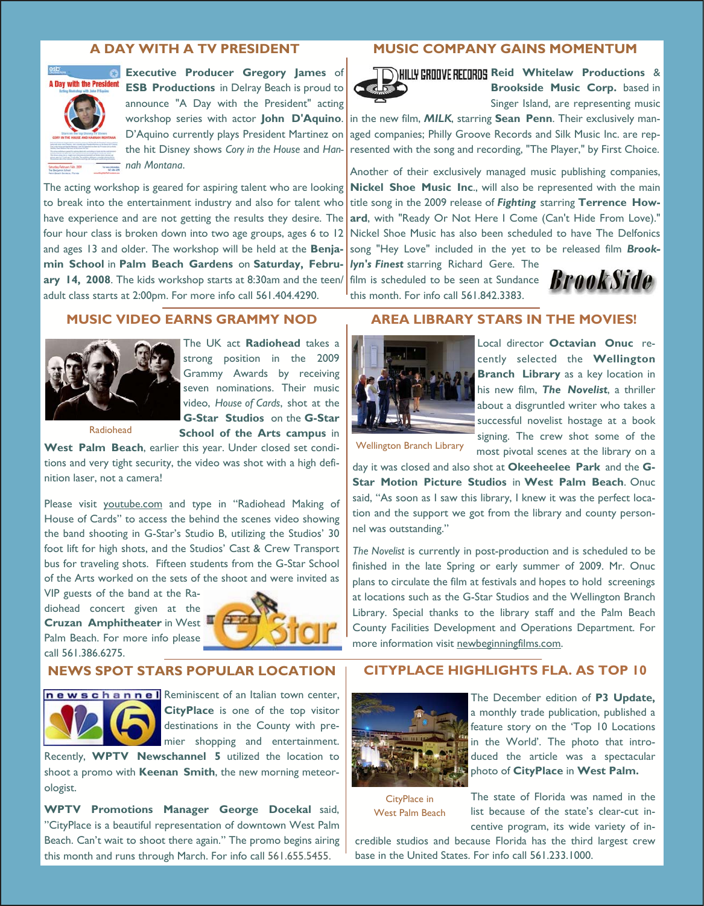## A DAY WITH A TV PRESIDENT

**Executive Producer Gregory James** of **ESB Productions** in Delray Beach is proud to announce "A Day with the President" acting workshop series with actor **John D'Aquino**. D'Aquino currently plays President Martinez on the hit Disney shows *Cory in the House* and *Hannah Montana*.

The acting workshop is geared for aspiring talent who are looking to break into the entertainment industry and also for talent who have experience and are not getting the results they desire. The four hour class is broken down into two age groups, ages 6 to 12 and ages 13 and older. The workshop will be held at the **Benjamin School** in **Palm Beach Gardens** on **Saturday, February 14, 2008**. The kids workshop starts at 8:30am and the teen/adult class starts at 2:00pm. For more info call 561.404.4290.

## MUSIC COMPANY GAINS MOMENTUM

**Reid Whitelaw Productions** & **Brookside Music Corp.** based in Singer Island, are representing music in the new film, ***MILK***, starring **Sean Penn**. Their exclusively managed companies; Philly Groove Records and Silk Music Inc. are represented with the song and recording, "The Player," by First Choice.

Another of their exclusively managed music publishing companies, **Nickel Shoe Music Inc**., will also be represented with the main title song in the 2009 release of ***Fighting*** starring **Terrence Howard**, with "Ready Or Not Here I Come (Can't Hide From Love)." Nickel Shoe Music has also been scheduled to have The Delfonics song "Hey Love" included in the yet to be released film ***Brooklyn's Finest*** starring Richard Gere. The film is scheduled to be seen at Sundance this month. For info call 561.842.3383.

## MUSIC VIDEO EARNS GRAMMY NOD

Radiohead

The UK act **Radiohead** takes a strong position in the 2009 Grammy Awards by receiving seven nominations. Their music video, *House of Cards*, shot at the **G-Star Studios** on the **G-Star School of the Arts campus** in **West Palm Beach**, earlier this year. Under closed set conditions and very tight security, the video was shot with a high definition laser, not a camera!

Please visit youtube.com and type in "Radiohead Making of House of Cards" to access the behind the scenes video showing the band shooting in G-Star's Studio B, utilizing the Studios' 30 foot lift for high shots, and the Studios' Cast & Crew Transport bus for traveling shots. Fifteen students from the G-Star School of the Arts worked on the sets of the shoot and were invited as VIP guests of the band at the Radiohead concert given at the **Cruzan Amphitheater** in West Palm Beach. For more info please call 561.386.6275.

## AREA LIBRARY STARS IN THE MOVIES!

Wellington Branch Library

Local director **Octavian Onuc** recently selected the **Wellington Branch Library** as a key location in his new film, ***The Novelist***, a thriller about a disgruntled writer who takes a successful novelist hostage at a book signing. The crew shot some of the most pivotal scenes at the library on a day it was closed and also shot at **Okeeheelee Park** and the **G-Star Motion Picture Studios** in **West Palm Beach**. Onuc said, "As soon as I saw this library, I knew it was the perfect location and the support we got from the library and county personnel was outstanding."

*The Novelist* is currently in post-production and is scheduled to be finished in the late Spring or early summer of 2009. Mr. Onuc plans to circulate the film at festivals and hopes to hold screenings at locations such as the G-Star Studios and the Wellington Branch Library. Special thanks to the library staff and the Palm Beach County Facilities Development and Operations Department. For more information visit newbeginningfilms.com.

## NEWS SPOT STARS POPULAR LOCATION

Reminiscent of an Italian town center, **CityPlace** is one of the top visitor destinations in the County with premier shopping and entertainment. Recently, **WPTV Newschannel 5** utilized the location to shoot a promo with **Keenan Smith**, the new morning meteorologist.

**WPTV Promotions Manager George Docekal** said, "CityPlace is a beautiful representation of downtown West Palm Beach. Can't wait to shoot there again." The promo begins airing this month and runs through March. For info call 561.655.5455.

## CITYPLACE HIGHLIGHTS FLA. AS TOP 10

CityPlace in West Palm Beach

The December edition of **P3 Update,** a monthly trade publication, published a feature story on the 'Top 10 Locations in the World'. The photo that introduced the article was a spectacular photo of **CityPlace** in **West Palm.**

The state of Florida was named in the list because of the state's clear-cut incentive program, its wide variety of incredible studios and because Florida has the third largest crew base in the United States. For info call 561.233.1000.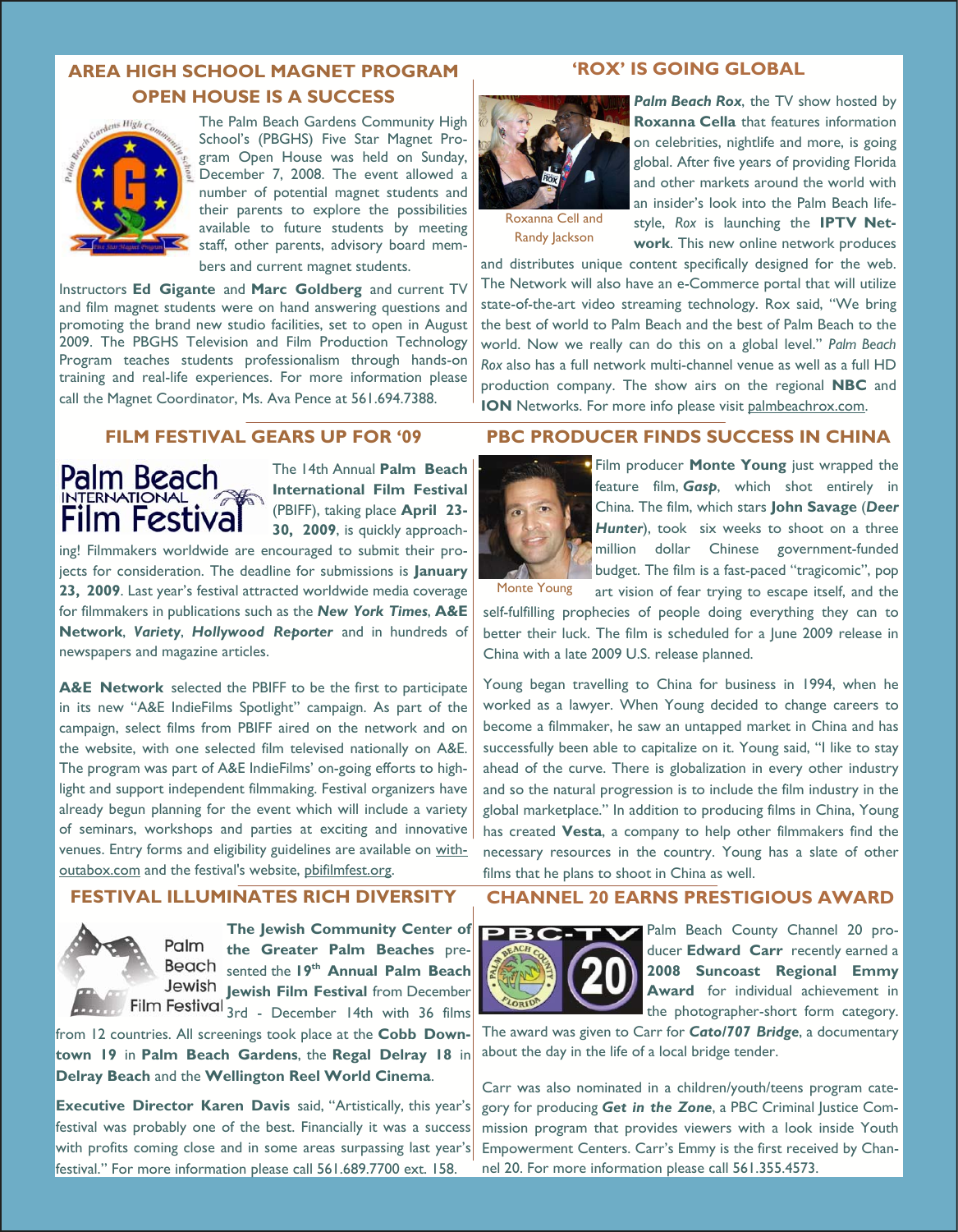## AREA HIGH SCHOOL MAGNET PROGRAM OPEN HOUSE IS A SUCCESS

The Palm Beach Gardens Community High School's (PBGHS) Five Star Magnet Program Open House was held on Sunday, December 7, 2008. The event allowed a number of potential magnet students and their parents to explore the possibilities available to future students by meeting staff, other parents, advisory board members and current magnet students.

Instructors **Ed Gigante** and **Marc Goldberg** and current TV and film magnet students were on hand answering questions and promoting the brand new studio facilities, set to open in August 2009. The PBGHS Television and Film Production Technology Program teaches students professionalism through hands-on training and real-life experiences. For more information please call the Magnet Coordinator, Ms. Ava Pence at 561.694.7388.

## FILM FESTIVAL GEARS UP FOR '09

The 14th Annual **Palm Beach International Film Festival** (PBIFF), taking place **April 23-30, 2009**, is quickly approaching! Filmmakers worldwide are encouraged to submit their projects for consideration. The deadline for submissions is **January 23, 2009**. Last year's festival attracted worldwide media coverage for filmmakers in publications such as the ***New York Times***, **A&E Network**, ***Variety***, ***Hollywood Reporter*** and in hundreds of newspapers and magazine articles.

**A&E Network** selected the PBIFF to be the first to participate in its new "A&E IndieFilms Spotlight" campaign. As part of the campaign, select films from PBIFF aired on the network and on the website, with one selected film televised nationally on A&E. The program was part of A&E IndieFilms' on-going efforts to highlight and support independent filmmaking. Festival organizers have already begun planning for the event which will include a variety of seminars, workshops and parties at exciting and innovative venues. Entry forms and eligibility guidelines are available on withoutabox.com and the festival's website, pbifilmfest.org.

## FESTIVAL ILLUMINATES RICH DIVERSITY

**The Jewish Community Center of the Greater Palm Beaches** presented the **19th Annual Palm Beach Jewish Film Festival** from December 3rd - December 14th with 36 films from 12 countries. All screenings took place at the **Cobb Downtown 19** in **Palm Beach Gardens**, the **Regal Delray 18** in **Delray Beach** and the **Wellington Reel World Cinema**.

**Executive Director Karen Davis** said, "Artistically, this year's festival was probably one of the best. Financially it was a success with profits coming close and in some areas surpassing last year's festival." For more information please call 561.689.7700 ext. 158.

## 'ROX' IS GOING GLOBAL

Roxanna Cell and Randy Jackson

***Palm Beach Rox***, the TV show hosted by **Roxanna Cella** that features information on celebrities, nightlife and more, is going global. After five years of providing Florida and other markets around the world with an insider's look into the Palm Beach lifestyle, *Rox* is launching the **IPTV Network**. This new online network produces and distributes unique content specifically designed for the web. The Network will also have an e-Commerce portal that will utilize state-of-the-art video streaming technology. Rox said, "We bring the best of world to Palm Beach and the best of Palm Beach to the world. Now we really can do this on a global level." *Palm Beach Rox* also has a full network multi-channel venue as well as a full HD production company. The show airs on the regional **NBC** and **ION** Networks. For more info please visit palmbeachrox.com.

## PBC PRODUCER FINDS SUCCESS IN CHINA

Monte Young

Film producer **Monte Young** just wrapped the feature film, ***Gasp***, which shot entirely in China. The film, which stars **John Savage** (***Deer Hunter***), took six weeks to shoot on a three million dollar Chinese government-funded budget. The film is a fast-paced "tragicomic", pop art vision of fear trying to escape itself, and the self-fulfilling prophecies of people doing everything they can to better their luck. The film is scheduled for a June 2009 release in China with a late 2009 U.S. release planned.

Young began travelling to China for business in 1994, when he worked as a lawyer. When Young decided to change careers to become a filmmaker, he saw an untapped market in China and has successfully been able to capitalize on it. Young said, "I like to stay ahead of the curve. There is globalization in every other industry and so the natural progression is to include the film industry in the global marketplace." In addition to producing films in China, Young has created **Vesta**, a company to help other filmmakers find the necessary resources in the country. Young has a slate of other films that he plans to shoot in China as well.

## CHANNEL 20 EARNS PRESTIGIOUS AWARD

Palm Beach County Channel 20 producer **Edward Carr** recently earned a **2008 Suncoast Regional Emmy Award** for individual achievement in the photographer-short form category. The award was given to Carr for ***Cato/707 Bridge***, a documentary about the day in the life of a local bridge tender.

Carr was also nominated in a children/youth/teens program category for producing ***Get in the Zone***, a PBC Criminal Justice Commission program that provides viewers with a look inside Youth Empowerment Centers. Carr's Emmy is the first received by Channel 20. For more information please call 561.355.4573.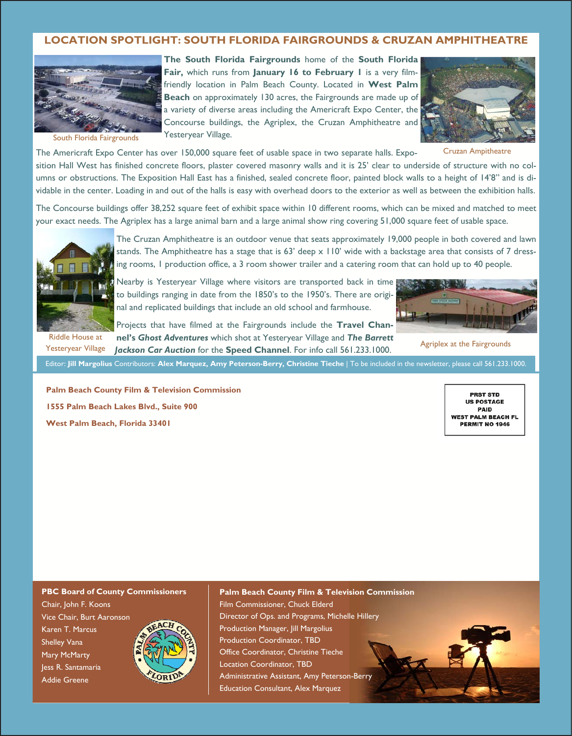## LOCATION SPOTLIGHT: SOUTH FLORIDA FAIRGROUNDS & CRUZAN AMPHITHEATRE

South Florida Fairgrounds

**The South Florida Fairgrounds** home of the **South Florida Fair,** which runs from **January 16 to February 1** is a very film-friendly location in Palm Beach County. Located in **West Palm Beach** on approximately 130 acres, the Fairgrounds are made up of a variety of diverse areas including the Americraft Expo Center, the Concourse buildings, the Agriplex, the Cruzan Amphitheatre and Yesteryear Village.

Cruzan Ampitheatre

The Americraft Expo Center has over 150,000 square feet of usable space in two separate halls. Exposition Hall West has finished concrete floors, plaster covered masonry walls and it is 25' clear to underside of structure with no columns or obstructions. The Exposition Hall East has a finished, sealed concrete floor, painted block walls to a height of 14'8" and is dividable in the center. Loading in and out of the halls is easy with overhead doors to the exterior as well as between the exhibition halls.

The Concourse buildings offer 38,252 square feet of exhibit space within 10 different rooms, which can be mixed and matched to meet your exact needs. The Agriplex has a large animal barn and a large animal show ring covering 51,000 square feet of usable space.

The Cruzan Amphitheatre is an outdoor venue that seats approximately 19,000 people in both covered and lawn stands. The Amphitheatre has a stage that is 63' deep x 110' wide with a backstage area that consists of 7 dressing rooms, 1 production office, a 3 room shower trailer and a catering room that can hold up to 40 people.

Nearby is Yesteryear Village where visitors are transported back in time to buildings ranging in date from the 1850's to the 1950's. There are original and replicated buildings that include an old school and farmhouse.

Projects that have filmed at the Fairgrounds include the **Travel Channel's *Ghost Adventures*** which shot at Yesteryear Village and ***The Barrett Jackson Car Auction*** for the **Speed Channel**. For info call 561.233.1000.

Riddle House at Yesteryear Village

Agriplex at the Fairgrounds

Editor: **Jill Margolius** Contributors: **Alex Marquez, Amy Peterson-Berry, Christine Tieche** | To be included in the newsletter, please call 561.233.1000.

**Palm Beach County Film & Television Commission**

**1555 Palm Beach Lakes Blvd., Suite 900**

**West Palm Beach, Florida 33401**

PRST STD
US POSTAGE
PAID
WEST PALM BEACH FL
PERMIT NO 1946

**PBC Board of County Commissioners**

Chair, John F. Koons
Vice Chair, Burt Aaronson
Karen T. Marcus
Shelley Vana
Mary McMarty
Jess R. Santamaria
Addie Greene

**Palm Beach County Film & Television Commission**

Film Commissioner, Chuck Elderd
Director of Ops. and Programs, Michelle Hillery
Production Manager, Jill Margolius
Production Coordinator, TBD
Office Coordinator, Christine Tieche
Location Coordinator, TBD
Administrative Assistant, Amy Peterson-Berry
Education Consultant, Alex Marquez